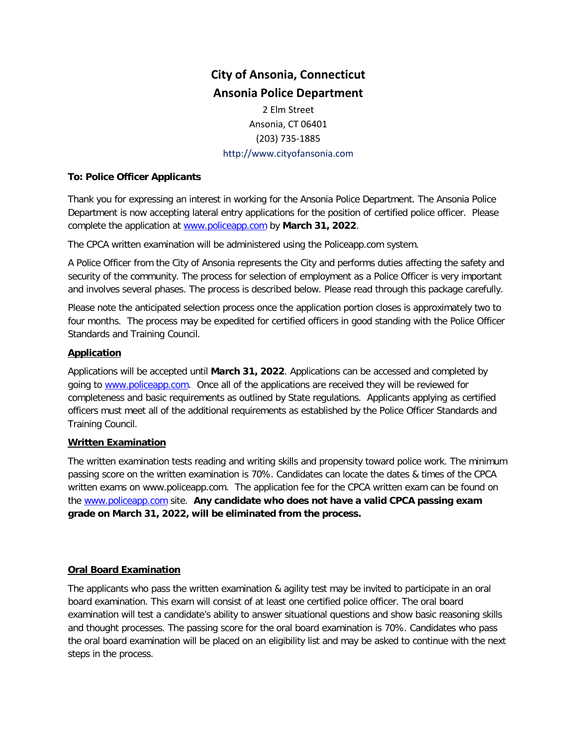# City of Ansonia, Connecticut

## Ansonia Police Department

2 Elm Street
Ansonia, CT 06401
(203) 735-1885
http://www.cityofansonia.com

**To: Police Officer Applicants**

Thank you for expressing an interest in working for the Ansonia Police Department. The Ansonia Police Department is now accepting lateral entry applications for the position of certified police officer. Please complete the application at www.policeapp.com by **March 31, 2022**.

The CPCA written examination will be administered using the Policeapp.com system.

A Police Officer from the City of Ansonia represents the City and performs duties affecting the safety and security of the community. The process for selection of employment as a Police Officer is very important and involves several phases. The process is described below. Please read through this package carefully.

Please note the anticipated selection process once the application portion closes is approximately two to four months. The process may be expedited for certified officers in good standing with the Police Officer Standards and Training Council.

### Application

Applications will be accepted until **March 31, 2022**. Applications can be accessed and completed by going to www.policeapp.com. Once all of the applications are received they will be reviewed for completeness and basic requirements as outlined by State regulations. Applicants applying as certified officers must meet all of the additional requirements as established by the Police Officer Standards and Training Council.

### Written Examination

The written examination tests reading and writing skills and propensity toward police work. The minimum passing score on the written examination is 70%. Candidates can locate the dates & times of the CPCA written exams on www.policeapp.com. The application fee for the CPCA written exam can be found on the www.policeapp.com site. **Any candidate who does not have a valid CPCA passing exam grade on March 31, 2022, will be eliminated from the process.**

### Oral Board Examination

The applicants who pass the written examination & agility test may be invited to participate in an oral board examination. This exam will consist of at least one certified police officer. The oral board examination will test a candidate's ability to answer situational questions and show basic reasoning skills and thought processes. The passing score for the oral board examination is 70%. Candidates who pass the oral board examination will be placed on an eligibility list and may be asked to continue with the next steps in the process.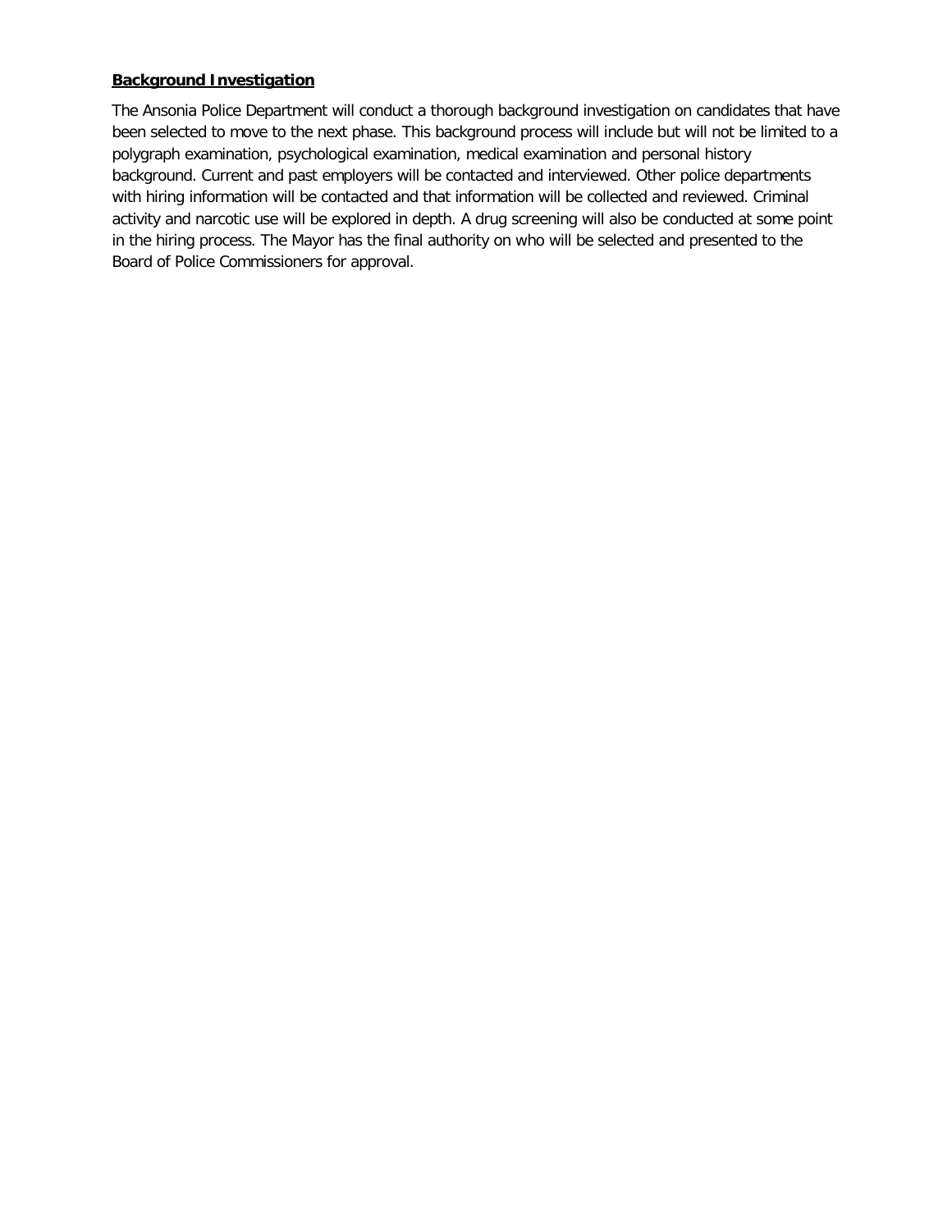**Background Investigation**

The Ansonia Police Department will conduct a thorough background investigation on candidates that have been selected to move to the next phase. This background process will include but will not be limited to a polygraph examination, psychological examination, medical examination and personal history background. Current and past employers will be contacted and interviewed. Other police departments with hiring information will be contacted and that information will be collected and reviewed. Criminal activity and narcotic use will be explored in depth. A drug screening will also be conducted at some point in the hiring process. The Mayor has the final authority on who will be selected and presented to the Board of Police Commissioners for approval.